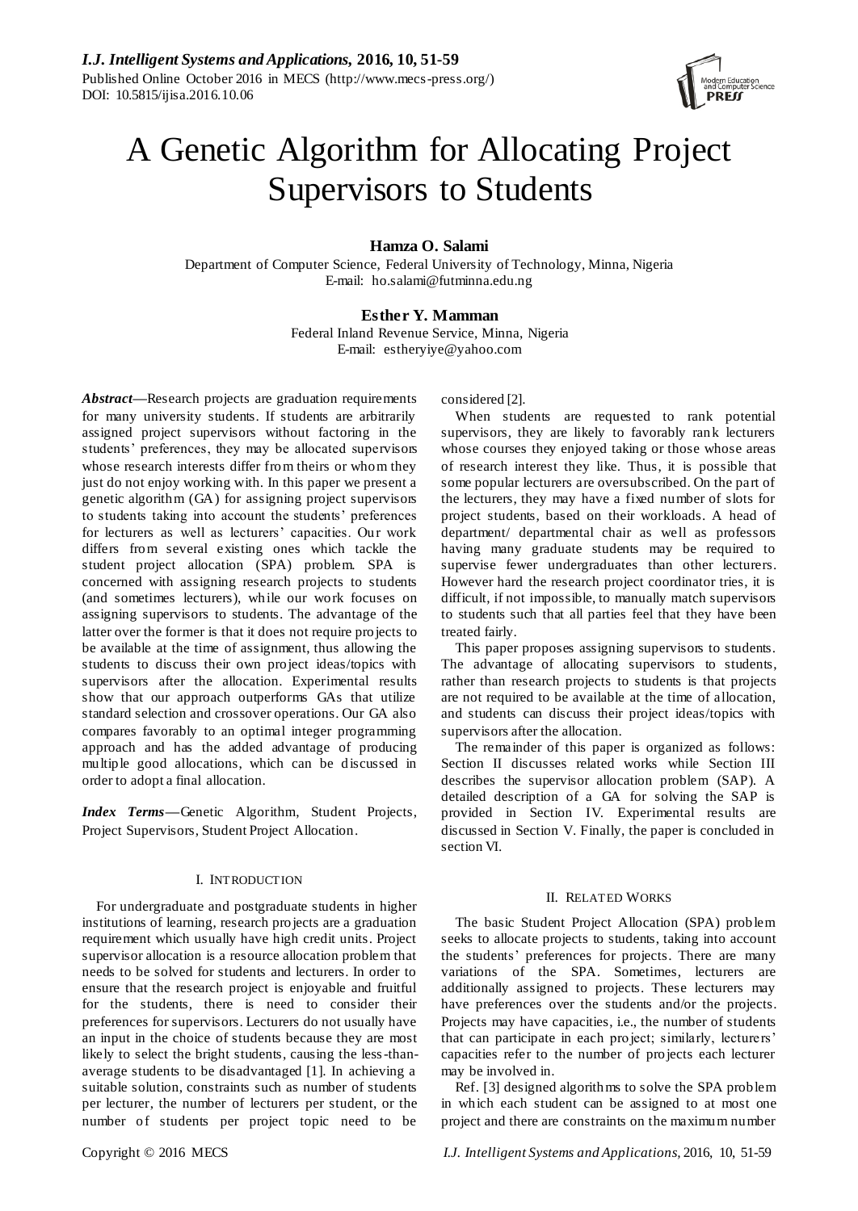# A Genetic Algorithm for Allocating Project Supervisors to Students

**Hamza O. Salami**

Department of Computer Science, Federal University of Technology, Minna, Nigeria
E-mail: ho.salami@futminna.edu.ng

**Esther Y. Mamman**

Federal Inland Revenue Service, Minna, Nigeria
E-mail: estheryiye@yahoo.com

***Abstract*—**Research projects are graduation requirements for many university students. If students are arbitrarily assigned project supervisors without factoring in the students' preferences, they may be allocated supervisors whose research interests differ from theirs or whom they just do not enjoy working with. In this paper we present a genetic algorithm (GA) for assigning project supervisors to students taking into account the students' preferences for lecturers as well as lecturers' capacities. Our work differs from several existing ones which tackle the student project allocation (SPA) problem. SPA is concerned with assigning research projects to students (and sometimes lecturers), while our work focuses on assigning supervisors to students. The advantage of the latter over the former is that it does not require projects to be available at the time of assignment, thus allowing the students to discuss their own project ideas/topics with supervisors after the allocation. Experimental results show that our approach outperforms GAs that utilize standard selection and crossover operations. Our GA also compares favorably to an optimal integer programming approach and has the added advantage of producing multiple good allocations, which can be discussed in order to adopt a final allocation.

***Index Terms*—**Genetic Algorithm, Student Projects, Project Supervisors, Student Project Allocation.

## I. INTRODUCTION

For undergraduate and postgraduate students in higher institutions of learning, research projects are a graduation requirement which usually have high credit units. Project supervisor allocation is a resource allocation problem that needs to be solved for students and lecturers. In order to ensure that the research project is enjoyable and fruitful for the students, there is need to consider their preferences for supervisors. Lecturers do not usually have an input in the choice of students because they are most likely to select the bright students, causing the less-than-average students to be disadvantaged [1]. In achieving a suitable solution, constraints such as number of students per lecturer, the number of lecturers per student, or the number of students per project topic need to be considered [2].

When students are requested to rank potential supervisors, they are likely to favorably rank lecturers whose courses they enjoyed taking or those whose areas of research interest they like. Thus, it is possible that some popular lecturers are oversubscribed. On the part of the lecturers, they may have a fixed number of slots for project students, based on their workloads. A head of department/ departmental chair as well as professors having many graduate students may be required to supervise fewer undergraduates than other lecturers. However hard the research project coordinator tries, it is difficult, if not impossible, to manually match supervisors to students such that all parties feel that they have been treated fairly.

This paper proposes assigning supervisors to students. The advantage of allocating supervisors to students, rather than research projects to students is that projects are not required to be available at the time of allocation, and students can discuss their project ideas/topics with supervisors after the allocation.

The remainder of this paper is organized as follows: Section II discusses related works while Section III describes the supervisor allocation problem (SAP). A detailed description of a GA for solving the SAP is provided in Section IV. Experimental results are discussed in Section V. Finally, the paper is concluded in section VI.

## II. RELATED WORKS

The basic Student Project Allocation (SPA) problem seeks to allocate projects to students, taking into account the students' preferences for projects. There are many variations of the SPA. Sometimes, lecturers are additionally assigned to projects. These lecturers may have preferences over the students and/or the projects. Projects may have capacities, i.e., the number of students that can participate in each project; similarly, lecturers' capacities refer to the number of projects each lecturer may be involved in.

Ref. [3] designed algorithms to solve the SPA problem in which each student can be assigned to at most one project and there are constraints on the maximum number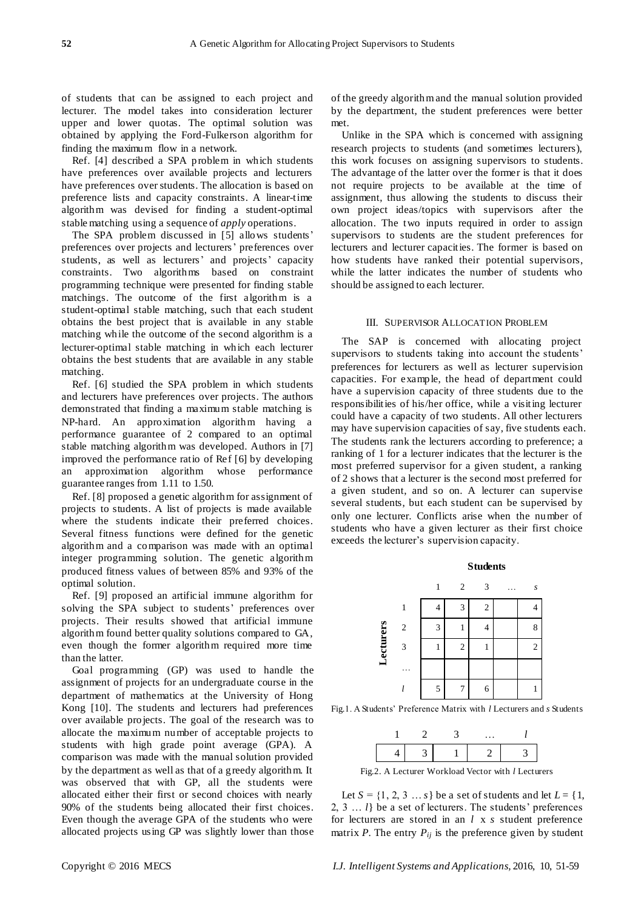of students that can be assigned to each project and lecturer. The model takes into consideration lecturer upper and lower quotas. The optimal solution was obtained by applying the Ford-Fulkerson algorithm for finding the maximum flow in a network.

Ref. [4] described a SPA problem in which students have preferences over available projects and lecturers have preferences over students. The allocation is based on preference lists and capacity constraints. A linear-time algorithm was devised for finding a student-optimal stable matching using a sequence of *apply* operations.

The SPA problem discussed in [5] allows students' preferences over projects and lecturers' preferences over students, as well as lecturers' and projects' capacity constraints. Two algorithms based on constraint programming technique were presented for finding stable matchings. The outcome of the first algorithm is a student-optimal stable matching, such that each student obtains the best project that is available in any stable matching while the outcome of the second algorithm is a lecturer-optimal stable matching in which each lecturer obtains the best students that are available in any stable matching.

Ref. [6] studied the SPA problem in which students and lecturers have preferences over projects. The authors demonstrated that finding a maximum stable matching is NP-hard. An approximation algorithm having a performance guarantee of 2 compared to an optimal stable matching algorithm was developed. Authors in [7] improved the performance ratio of Ref [6] by developing an approximation algorithm whose performance guarantee ranges from 1.11 to 1.50.

Ref. [8] proposed a genetic algorithm for assignment of projects to students. A list of projects is made available where the students indicate their preferred choices. Several fitness functions were defined for the genetic algorithm and a comparison was made with an optimal integer programming solution. The genetic algorithm produced fitness values of between 85% and 93% of the optimal solution.

Ref. [9] proposed an artificial immune algorithm for solving the SPA subject to students' preferences over projects. Their results showed that artificial immune algorithm found better quality solutions compared to GA, even though the former algorithm required more time than the latter.

Goal programming (GP) was used to handle the assignment of projects for an undergraduate course in the department of mathematics at the University of Hong Kong [10]. The students and lecturers had preferences over available projects. The goal of the research was to allocate the maximum number of acceptable projects to students with high grade point average (GPA). A comparison was made with the manual solution provided by the department as well as that of a greedy algorithm. It was observed that with GP, all the students were allocated either their first or second choices with nearly 90% of the students being allocated their first choices. Even though the average GPA of the students who were allocated projects using GP was slightly lower than those of the greedy algorithm and the manual solution provided by the department, the student preferences were better met.

Unlike in the SPA which is concerned with assigning research projects to students (and sometimes lecturers), this work focuses on assigning supervisors to students. The advantage of the latter over the former is that it does not require projects to be available at the time of assignment, thus allowing the students to discuss their own project ideas/topics with supervisors after the allocation. The two inputs required in order to assign supervisors to students are the student preferences for lecturers and lecturer capacities. The former is based on how students have ranked their potential supervisors, while the latter indicates the number of students who should be assigned to each lecturer.

## III. Supervisor Allocation Problem

The SAP is concerned with allocating project supervisors to students taking into account the students' preferences for lecturers as well as lecturer supervision capacities. For example, the head of department could have a supervision capacity of three students due to the responsibilities of his/her office, while a visiting lecturer could have a capacity of two students. All other lecturers may have supervision capacities of say, five students each. The students rank the lecturers according to preference; a ranking of 1 for a lecturer indicates that the lecturer is the most preferred supervisor for a given student, a ranking of 2 shows that a lecturer is the second most preferred for a given student, and so on. A lecturer can supervise several students, but each student can be supervised by only one lecturer. Conflicts arise when the number of students who have a given lecturer as their first choice exceeds the lecturer's supervision capacity.

| Lecturers \ Students | 1 | 2 | 3 | … | *s* |
|---|---|---|---|---|---|
| 1 | 4 | 3 | 2 | | 4 |
| 2 | 3 | 1 | 4 | | 8 |
| 3 | 1 | 2 | 1 | | 2 |
| … | | | | | |
| *l* | 5 | 7 | 6 | | 1 |

Fig.1. A Students' Preference Matrix with *l* Lecturers and *s* Students

| 1 | 2 | 3 | … | *l* |
|---|---|---|---|---|
| 4 | 3 | 1 | 2 | 3 |

Fig.2. A Lecturer Workload Vector with *l* Lecturers

Let $S = \{1, 2, 3 \dots s\}$ be a set of students and let $L = \{1, 2, 3 \dots l\}$ be a set of lecturers. The students' preferences for lecturers are stored in an $l$ x $s$ student preference matrix $P$. The entry $P_{ij}$ is the preference given by student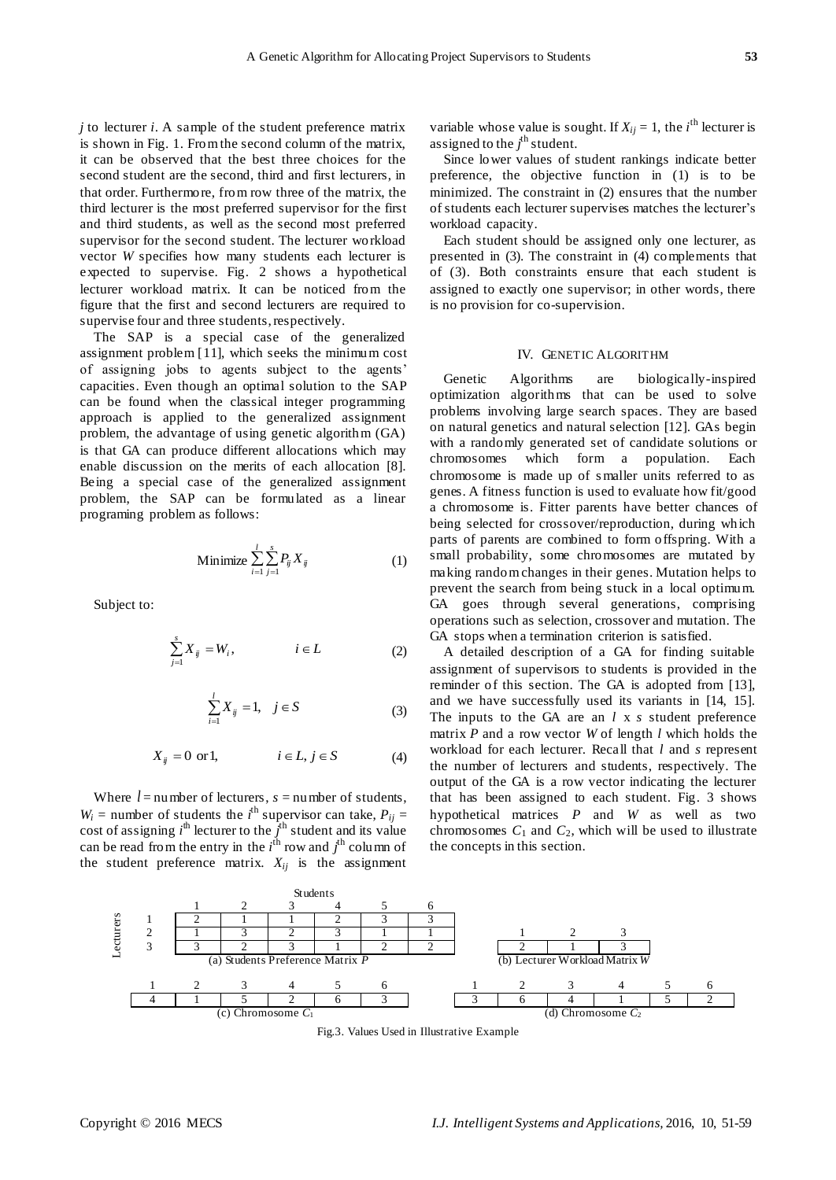$j$ to lecturer $i$. A sample of the student preference matrix is shown in Fig. 1. From the second column of the matrix, it can be observed that the best three choices for the second student are the second, third and first lecturers, in that order. Furthermore, from row three of the matrix, the third lecturer is the most preferred supervisor for the first and third students, as well as the second most preferred supervisor for the second student. The lecturer workload vector $W$ specifies how many students each lecturer is expected to supervise. Fig. 2 shows a hypothetical lecturer workload matrix. It can be noticed from the figure that the first and second lecturers are required to supervise four and three students, respectively.

The SAP is a special case of the generalized assignment problem [11], which seeks the minimum cost of assigning jobs to agents subject to the agents' capacities. Even though an optimal solution to the SAP can be found when the classical integer programming approach is applied to the generalized assignment problem, the advantage of using genetic algorithm (GA) is that GA can produce different allocations which may enable discussion on the merits of each allocation [8]. Being a special case of the generalized assignment problem, the SAP can be formulated as a linear programing problem as follows:

$$\text{Minimize} \sum_{i=1}^{l}\sum_{j=1}^{s} P_{ij} X_{ij} \tag{1}$$

Subject to:

$$\sum_{j=1}^{s} X_{ij} = W_i, \qquad i \in L \tag{2}$$

$$\sum_{i=1}^{l} X_{ij} = 1, \quad j \in S \tag{3}$$

$$X_{ij} = 0 \text{ or } 1, \qquad i \in L, j \in S \tag{4}$$

Where $l$ = number of lecturers, $s$ = number of students, $W_i$ = number of students the $i^{\text{th}}$ supervisor can take, $P_{ij}$ = cost of assigning $i^{\text{th}}$ lecturer to the $j^{\text{th}}$ student and its value can be read from the entry in the $i^{\text{th}}$ row and $j^{\text{th}}$ column of the student preference matrix. $X_{ij}$ is the assignment variable whose value is sought. If $X_{ij} = 1$, the $i^{\text{th}}$ lecturer is assigned to the $j^{\text{th}}$ student.

Since lower values of student rankings indicate better preference, the objective function in (1) is to be minimized. The constraint in (2) ensures that the number of students each lecturer supervises matches the lecturer's workload capacity.

Each student should be assigned only one lecturer, as presented in (3). The constraint in (4) complements that of (3). Both constraints ensure that each student is assigned to exactly one supervisor; in other words, there is no provision for co-supervision.

## IV. Genetic Algorithm

Genetic Algorithms are biologically-inspired optimization algorithms that can be used to solve problems involving large search spaces. They are based on natural genetics and natural selection [12]. GAs begin with a randomly generated set of candidate solutions or chromosomes which form a population. Each chromosome is made up of smaller units referred to as genes. A fitness function is used to evaluate how fit/good a chromosome is. Fitter parents have better chances of being selected for crossover/reproduction, during which parts of parents are combined to form offspring. With a small probability, some chromosomes are mutated by making random changes in their genes. Mutation helps to prevent the search from being stuck in a local optimum. GA goes through several generations, comprising operations such as selection, crossover and mutation. The GA stops when a termination criterion is satisfied.

A detailed description of a GA for finding suitable assignment of supervisors to students is provided in the reminder of this section. The GA is adopted from [13], and we have successfully used its variants in [14, 15]. The inputs to the GA are an $l$ x $s$ student preference matrix $P$ and a row vector $W$ of length $l$ which holds the workload for each lecturer. Recall that $l$ and $s$ represent the number of lecturers and students, respectively. The output of the GA is a row vector indicating the lecturer that has been assigned to each student. Fig. 3 shows hypothetical matrices $P$ and $W$ as well as two chromosomes $C_1$ and $C_2$, which will be used to illustrate the concepts in this section.

(a) Students Preference Matrix $P$

| Lecturers \ Students | 1 | 2 | 3 | 4 | 5 | 6 |
|---|---|---|---|---|---|---|
| 1 | 2 | 1 | 1 | 2 | 3 | 3 |
| 2 | 1 | 3 | 2 | 3 | 1 | 1 |
| 3 | 3 | 2 | 3 | 1 | 2 | 2 |

(b) Lecturer Workload Matrix $W$

| 1 | 2 | 3 |
|---|---|---|
| 2 | 1 | 3 |

(c) Chromosome $C_1$

| 1 | 2 | 3 | 4 | 5 | 6 |
|---|---|---|---|---|---|
| 4 | 1 | 5 | 2 | 6 | 3 |

(d) Chromosome $C_2$

| 1 | 2 | 3 | 4 | 5 | 6 |
|---|---|---|---|---|---|
| 3 | 6 | 4 | 1 | 5 | 2 |

Fig.3. Values Used in Illustrative Example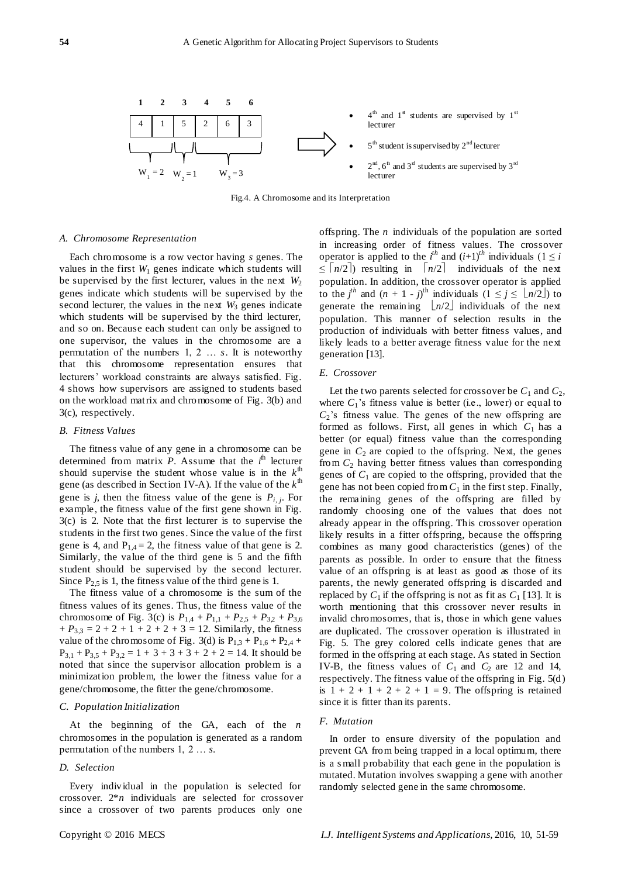| 1 | 2 | 3 | 4 | 5 | 6 |
|---|---|---|---|---|---|
| 4 | 1 | 5 | 2 | 6 | 3 |

$W_1 = 2$ $W_2 = 1$ $W_3 = 3$

- $4^{th}$ and $1^{st}$ students are supervised by $1^{st}$ lecturer
- $5^{th}$ student is supervised by $2^{nd}$ lecturer
- $2^{nd}$, $6^{th}$ and $3^{rd}$ students are supervised by $3^{rd}$ lecturer

Fig.4. A Chromosome and its Interpretation

### A. Chromosome Representation

Each chromosome is a row vector having $s$ genes. The values in the first $W_1$ genes indicate which students will be supervised by the first lecturer, values in the next $W_2$ genes indicate which students will be supervised by the second lecturer, values in the next $W_3$ genes indicate which students will be supervised by the third lecturer, and so on. Because each student can only be assigned to one supervisor, the values in the chromosome are a permutation of the numbers 1, 2 … $s$. It is noteworthy that this chromosome representation ensures that lecturers' workload constraints are always satisfied. Fig. 4 shows how supervisors are assigned to students based on the workload matrix and chromosome of Fig. 3(b) and 3(c), respectively.

### B. Fitness Values

The fitness value of any gene in a chromosome can be determined from matrix $P$. Assume that the $i^{th}$ lecturer should supervise the student whose value is in the $k^{th}$ gene (as described in Section IV-A). If the value of the $k^{th}$ gene is $j$, then the fitness value of the gene is $P_{i,j}$. For example, the fitness value of the first gene shown in Fig. 3(c) is 2. Note that the first lecturer is to supervise the students in the first two genes. Since the value of the first gene is 4, and $P_{1,4} = 2$, the fitness value of that gene is 2. Similarly, the value of the third gene is 5 and the fifth student should be supervised by the second lecturer. Since $P_{2,5}$ is 1, the fitness value of the third gene is 1.

The fitness value of a chromosome is the sum of the fitness values of its genes. Thus, the fitness value of the chromosome of Fig. 3(c) is $P_{1,4} + P_{1,1} + P_{2,5} + P_{3,2} + P_{3,6} + P_{3,3} = 2 + 2 + 1 + 2 + 2 + 3 = 12$. Similarly, the fitness value of the chromosome of Fig. 3(d) is $P_{1,3} + P_{1,6} + P_{2,4} + P_{3,1} + P_{3,5} + P_{3,2} = 1 + 3 + 3 + 3 + 2 + 2 = 14$. It should be noted that since the supervisor allocation problem is a minimization problem, the lower the fitness value for a gene/chromosome, the fitter the gene/chromosome.

### C. Population Initialization

At the beginning of the GA, each of the $n$ chromosomes in the population is generated as a random permutation of the numbers 1, 2 … $s$.

### D. Selection

Every individual in the population is selected for crossover. $2*n$ individuals are selected for crossover since a crossover of two parents produces only one offspring. The $n$ individuals of the population are sorted in increasing order of fitness values. The crossover operator is applied to the $i^{th}$ and $(i+1)^{th}$ individuals ($1 \leq i \leq \lceil n/2 \rceil$) resulting in $\lceil n/2 \rceil$ individuals of the next population. In addition, the crossover operator is applied to the $j^{th}$ and $(n + 1 - j)^{th}$ individuals ($1 \leq j \leq \lfloor n/2 \rfloor$) to generate the remaining $\lfloor n/2 \rfloor$ individuals of the next population. This manner of selection results in the production of individuals with better fitness values, and likely leads to a better average fitness value for the next generation [13].

### E. Crossover

Let the two parents selected for crossover be $C_1$ and $C_2$, where $C_1$'s fitness value is better (i.e., lower) or equal to $C_2$'s fitness value. The genes of the new offspring are formed as follows. First, all genes in which $C_1$ has a better (or equal) fitness value than the corresponding gene in $C_2$ are copied to the offspring. Next, the genes from $C_2$ having better fitness values than corresponding genes of $C_1$ are copied to the offspring, provided that the gene has not been copied from $C_1$ in the first step. Finally, the remaining genes of the offspring are filled by randomly choosing one of the values that does not already appear in the offspring. This crossover operation likely results in a fitter offspring, because the offspring combines as many good characteristics (genes) of the parents as possible. In order to ensure that the fitness value of an offspring is at least as good as those of its parents, the newly generated offspring is discarded and replaced by $C_1$ if the offspring is not as fit as $C_1$ [13]. It is worth mentioning that this crossover never results in invalid chromosomes, that is, those in which gene values are duplicated. The crossover operation is illustrated in Fig. 5. The grey colored cells indicate genes that are formed in the offspring at each stage. As stated in Section IV-B, the fitness values of $C_1$ and $C_2$ are 12 and 14, respectively. The fitness value of the offspring in Fig. 5(d) is $1 + 2 + 1 + 2 + 2 + 1 = 9$. The offspring is retained since it is fitter than its parents.

### F. Mutation

In order to ensure diversity of the population and prevent GA from being trapped in a local optimum, there is a small probability that each gene in the population is mutated. Mutation involves swapping a gene with another randomly selected gene in the same chromosome.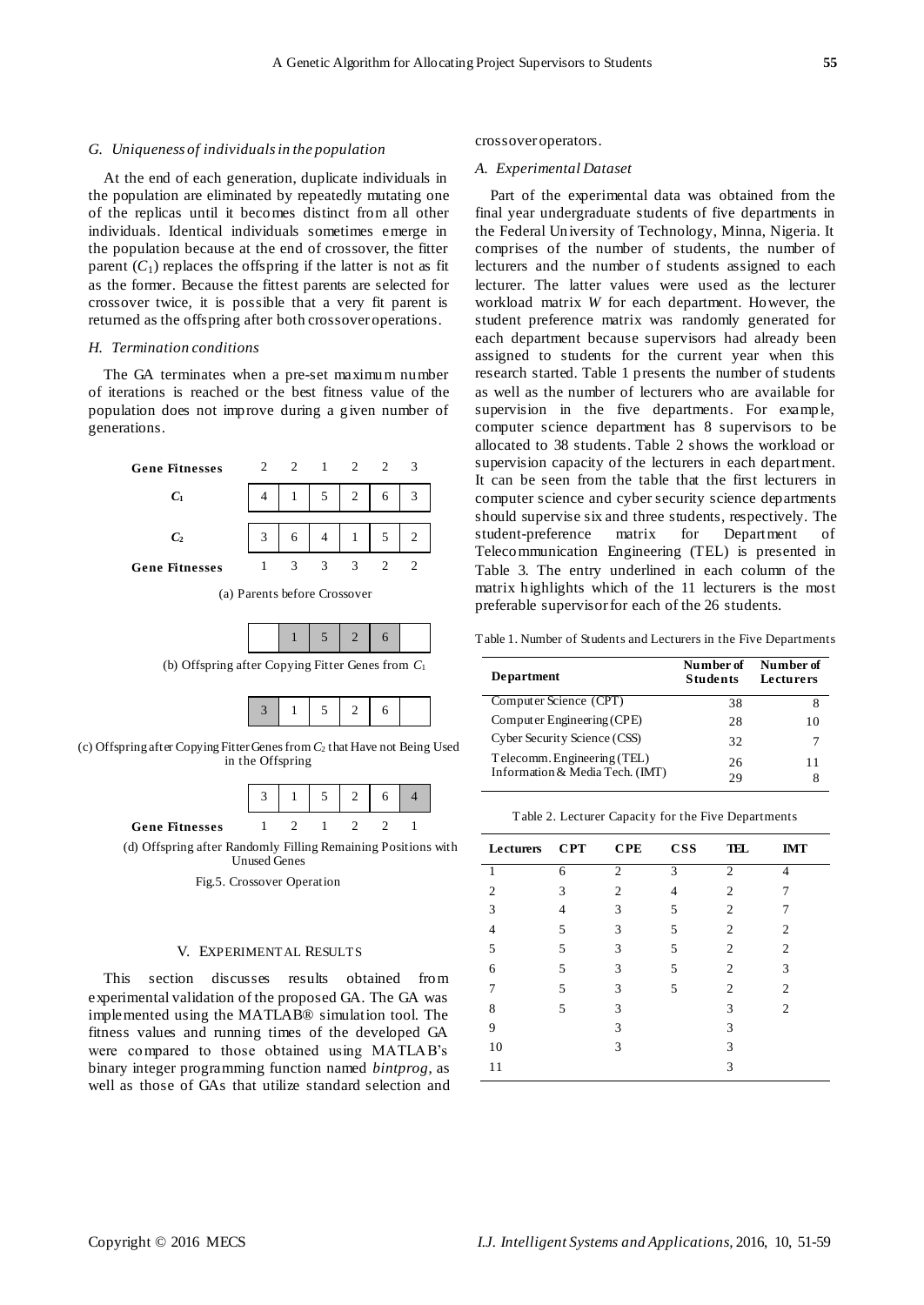### G. Uniqueness of individuals in the population

At the end of each generation, duplicate individuals in the population are eliminated by repeatedly mutating one of the replicas until it becomes distinct from all other individuals. Identical individuals sometimes emerge in the population because at the end of crossover, the fitter parent ($C_1$) replaces the offspring if the latter is not as fit as the former. Because the fittest parents are selected for crossover twice, it is possible that a very fit parent is returned as the offspring after both crossover operations.

### H. Termination conditions

The GA terminates when a pre-set maximum number of iterations is reached or the best fitness value of the population does not improve during a given number of generations.

| **Gene Fitnesses** | 2 | 2 | 1 | 2 | 2 | 3 |
|---|---|---|---|---|---|---|
| $C_1$ | 4 | 1 | 5 | 2 | 6 | 3 |
| $C_2$ | 3 | 6 | 4 | 1 | 5 | 2 |
| **Gene Fitnesses** | 1 | 3 | 3 | 3 | 2 | 2 |

(a) Parents before Crossover

| | 1 | 5 | 2 | 6 | |
|---|---|---|---|---|---|

(b) Offspring after Copying Fitter Genes from $C_1$

| 3 | 1 | 5 | 2 | 6 | |
|---|---|---|---|---|---|

(c) Offspring after Copying Fitter Genes from $C_2$ that Have not Being Used in the Offspring

| | 3 | 1 | 5 | 2 | 6 | 4 |
|---|---|---|---|---|---|---|
| **Gene Fitnesses** | 1 | 2 | 1 | 2 | 2 | 1 |

(d) Offspring after Randomly Filling Remaining Positions with Unused Genes

Fig.5. Crossover Operation

## V. Experimental Results

This section discusses results obtained from experimental validation of the proposed GA. The GA was implemented using the MATLAB® simulation tool. The fitness values and running times of the developed GA were compared to those obtained using MATLAB's binary integer programming function named *bintprog*, as well as those of GAs that utilize standard selection and crossover operators.

### A. Experimental Dataset

Part of the experimental data was obtained from the final year undergraduate students of five departments in the Federal University of Technology, Minna, Nigeria. It comprises of the number of students, the number of lecturers and the number of students assigned to each lecturer. The latter values were used as the lecturer workload matrix *W* for each department. However, the student preference matrix was randomly generated for each department because supervisors had already been assigned to students for the current year when this research started. Table 1 presents the number of students as well as the number of lecturers who are available for supervision in the five departments. For example, computer science department has 8 supervisors to be allocated to 38 students. Table 2 shows the workload or supervision capacity of the lecturers in each department. It can be seen from the table that the first lecturers in computer science and cyber security science departments should supervise six and three students, respectively. The student-preference matrix for Department of Telecommunication Engineering (TEL) is presented in Table 3. The entry underlined in each column of the matrix highlights which of the 11 lecturers is the most preferable supervisor for each of the 26 students.

Table 1. Number of Students and Lecturers in the Five Departments

| Department | Number of Students | Number of Lecturers |
|---|---|---|
| Computer Science (CPT) | 38 | 8 |
| Computer Engineering (CPE) | 28 | 10 |
| Cyber Security Science (CSS) | 32 | 7 |
| Telecomm. Engineering (TEL) | 26 | 11 |
| Information & Media Tech. (IMT) | 29 | 8 |

Table 2. Lecturer Capacity for the Five Departments

| Lecturers | CPT | CPE | CSS | TEL | IMT |
|---|---|---|---|---|---|
| 1 | 6 | 2 | 3 | 2 | 4 |
| 2 | 3 | 2 | 4 | 2 | 7 |
| 3 | 4 | 3 | 5 | 2 | 7 |
| 4 | 5 | 3 | 5 | 2 | 2 |
| 5 | 5 | 3 | 5 | 2 | 2 |
| 6 | 5 | 3 | 5 | 2 | 3 |
| 7 | 5 | 3 | 5 | 2 | 2 |
| 8 | 5 | 3 | | 3 | 2 |
| 9 | | 3 | | 3 | |
| 10 | | 3 | | 3 | |
| 11 | | | | 3 | |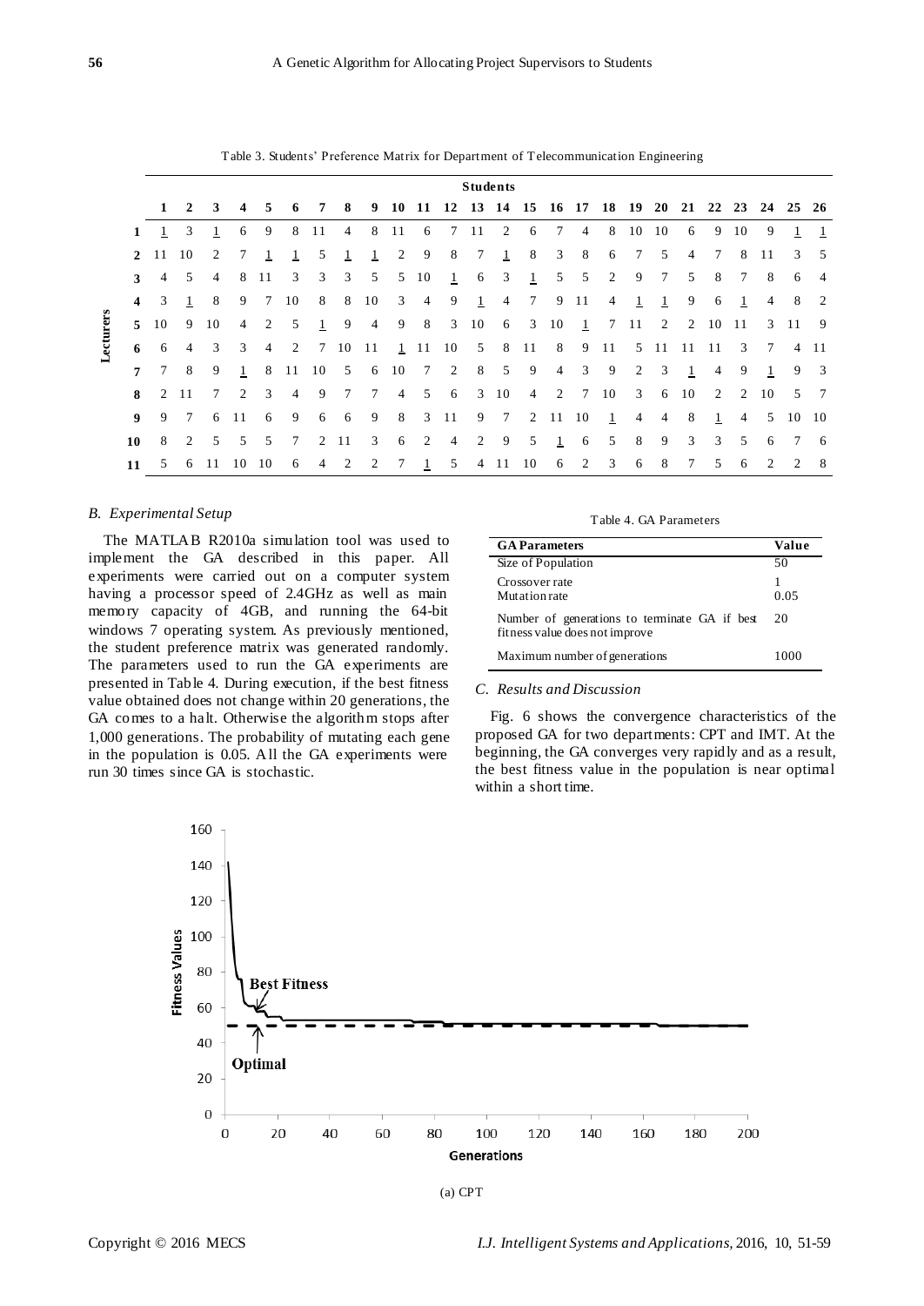Table 3. Students' Preference Matrix for Department of Telecommunication Engineering

| Lecturers \ Students | 1 | 2 | 3 | 4 | 5 | 6 | 7 | 8 | 9 | 10 | 11 | 12 | 13 | 14 | 15 | 16 | 17 | 18 | 19 | 20 | 21 | 22 | 23 | 24 | 25 | 26 |
|---|---|---|---|---|---|---|---|---|---|---|---|---|---|---|---|---|---|---|---|---|---|---|---|---|---|---|
| **1** | 1 | 3 | 1 | 6 | 9 | 8 | 11 | 4 | 8 | 11 | 6 | 7 | 11 | 2 | 6 | 7 | 4 | 8 | 10 | 10 | 6 | 9 | 10 | 9 | 1 | 1 |
| **2** | 11 | 10 | 2 | 7 | 1 | 1 | 5 | 1 | 1 | 2 | 9 | 8 | 7 | 1 | 8 | 3 | 8 | 6 | 7 | 5 | 4 | 7 | 8 | 11 | 3 | 5 |
| **3** | 4 | 5 | 4 | 8 | 11 | 3 | 3 | 3 | 5 | 5 | 10 | 1 | 6 | 3 | 1 | 5 | 5 | 2 | 9 | 7 | 5 | 8 | 7 | 8 | 6 | 4 |
| **4** | 3 | 1 | 8 | 9 | 7 | 10 | 8 | 8 | 10 | 3 | 4 | 9 | 1 | 4 | 7 | 9 | 11 | 4 | 1 | 1 | 9 | 6 | 1 | 4 | 8 | 2 |
| **5** | 10 | 9 | 10 | 4 | 2 | 5 | 1 | 9 | 4 | 9 | 8 | 3 | 10 | 6 | 3 | 10 | 1 | 7 | 11 | 2 | 2 | 10 | 11 | 3 | 11 | 9 |
| **6** | 6 | 4 | 3 | 3 | 4 | 2 | 7 | 10 | 11 | 1 | 11 | 10 | 5 | 8 | 11 | 8 | 9 | 11 | 5 | 11 | 11 | 11 | 3 | 7 | 4 | 11 |
| **7** | 7 | 8 | 9 | 1 | 8 | 11 | 10 | 5 | 6 | 10 | 7 | 2 | 8 | 5 | 9 | 4 | 3 | 9 | 2 | 3 | 1 | 4 | 9 | 1 | 9 | 3 |
| **8** | 2 | 11 | 7 | 2 | 3 | 4 | 9 | 7 | 7 | 4 | 5 | 6 | 3 | 10 | 4 | 2 | 7 | 10 | 3 | 6 | 10 | 2 | 2 | 10 | 5 | 7 |
| **9** | 9 | 7 | 6 | 11 | 6 | 9 | 6 | 6 | 9 | 8 | 3 | 11 | 9 | 7 | 2 | 11 | 10 | 1 | 4 | 4 | 8 | 1 | 4 | 5 | 10 | 10 |
| **10** | 8 | 2 | 5 | 5 | 5 | 7 | 2 | 11 | 3 | 6 | 2 | 4 | 2 | 9 | 5 | 1 | 6 | 5 | 8 | 9 | 3 | 3 | 5 | 6 | 7 | 6 |
| **11** | 5 | 6 | 11 | 10 | 10 | 6 | 4 | 2 | 2 | 7 | 1 | 5 | 4 | 11 | 10 | 6 | 2 | 3 | 6 | 8 | 7 | 5 | 6 | 2 | 2 | 8 |

### *B. Experimental Setup*

The MATLAB R2010a simulation tool was used to implement the GA described in this paper. All experiments were carried out on a computer system having a processor speed of 2.4GHz as well as main memory capacity of 4GB, and running the 64-bit windows 7 operating system. As previously mentioned, the student preference matrix was generated randomly. The parameters used to run the GA experiments are presented in Table 4. During execution, if the best fitness value obtained does not change within 20 generations, the GA comes to a halt. Otherwise the algorithm stops after 1,000 generations. The probability of mutating each gene in the population is 0.05. All the GA experiments were run 30 times since GA is stochastic.

Table 4. GA Parameters

| GA Parameters | Value |
|---|---|
| Size of Population | 50 |
| Crossover rate | 1 |
| Mutation rate | 0.05 |
| Number of generations to terminate GA if best fitness value does not improve | 20 |
| Maximum number of generations | 1000 |

### *C. Results and Discussion*

Fig. 6 shows the convergence characteristics of the proposed GA for two departments: CPT and IMT. At the beginning, the GA converges very rapidly and as a result, the best fitness value in the population is near optimal within a short time.

(a) CPT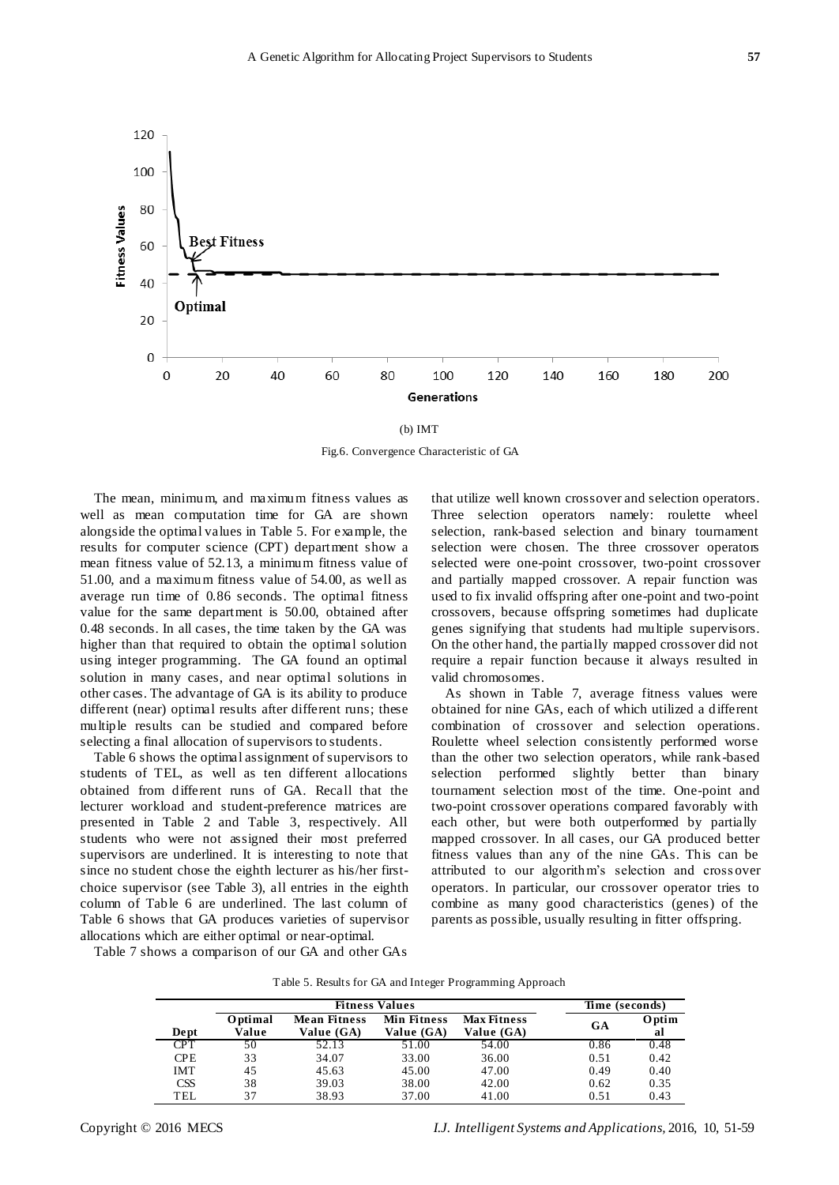(b) IMT

Fig.6. Convergence Characteristic of GA

The mean, minimum, and maximum fitness values as well as mean computation time for GA are shown alongside the optimal values in Table 5. For example, the results for computer science (CPT) department show a mean fitness value of 52.13, a minimum fitness value of 51.00, and a maximum fitness value of 54.00, as well as average run time of 0.86 seconds. The optimal fitness value for the same department is 50.00, obtained after 0.48 seconds. In all cases, the time taken by the GA was higher than that required to obtain the optimal solution using integer programming. The GA found an optimal solution in many cases, and near optimal solutions in other cases. The advantage of GA is its ability to produce different (near) optimal results after different runs; these multiple results can be studied and compared before selecting a final allocation of supervisors to students.

Table 6 shows the optimal assignment of supervisors to students of TEL, as well as ten different allocations obtained from different runs of GA. Recall that the lecturer workload and student-preference matrices are presented in Table 2 and Table 3, respectively. All students who were not assigned their most preferred supervisors are underlined. It is interesting to note that since no student chose the eighth lecturer as his/her first-choice supervisor (see Table 3), all entries in the eighth column of Table 6 are underlined. The last column of Table 6 shows that GA produces varieties of supervisor allocations which are either optimal or near-optimal.

Table 7 shows a comparison of our GA and other GAs that utilize well known crossover and selection operators. Three selection operators namely: roulette wheel selection, rank-based selection and binary tournament selection were chosen. The three crossover operators selected were one-point crossover, two-point crossover and partially mapped crossover. A repair function was used to fix invalid offspring after one-point and two-point crossovers, because offspring sometimes had duplicate genes signifying that students had multiple supervisors. On the other hand, the partially mapped crossover did not require a repair function because it always resulted in valid chromosomes.

As shown in Table 7, average fitness values were obtained for nine GAs, each of which utilized a different combination of crossover and selection operations. Roulette wheel selection consistently performed worse than the other two selection operators, while rank-based selection performed slightly better than binary tournament selection most of the time. One-point and two-point crossover operations compared favorably with each other, but were both outperformed by partially mapped crossover. In all cases, our GA produced better fitness values than any of the nine GAs. This can be attributed to our algorithm's selection and crossover operators. In particular, our crossover operator tries to combine as many good characteristics (genes) of the parents as possible, usually resulting in fitter offspring.

Table 5. Results for GA and Integer Programming Approach

| Dept | Fitness Values | | | | Time (seconds) | |
|---|---|---|---|---|---|---|
| | Optimal Value | Mean Fitness Value (GA) | Min Fitness Value (GA) | Max Fitness Value (GA) | GA | Optimal |
| CPT | 50 | 52.13 | 51.00 | 54.00 | 0.86 | 0.48 |
| CPE | 33 | 34.07 | 33.00 | 36.00 | 0.51 | 0.42 |
| IMT | 45 | 45.63 | 45.00 | 47.00 | 0.49 | 0.40 |
| CSS | 38 | 39.03 | 38.00 | 42.00 | 0.62 | 0.35 |
| TEL | 37 | 38.93 | 37.00 | 41.00 | 0.51 | 0.43 |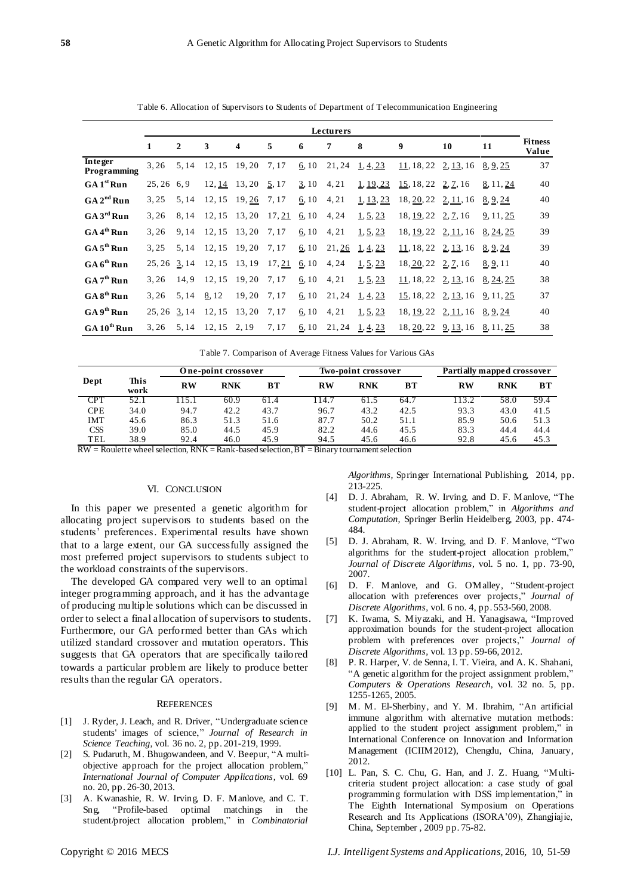Table 6. Allocation of Supervisors to Students of Department of Telecommunication Engineering

| | Lecturers | | | | | | | | | | | Fitness Value |
|---|---|---|---|---|---|---|---|---|---|---|---|---|
| | 1 | 2 | 3 | 4 | 5 | 6 | 7 | 8 | 9 | 10 | 11 | |
| **Integer Programming** | 3, 26 | 5, 14 | 12, 15 | 19, 20 | 7, 17 | 6, 10 | 21, 24 | 1, 4, 23 | 11, 18, 22 | 2, 13, 16 | 8, 9, 25 | 37 |
| **GA 1st Run** | 25, 26 | 6, 9 | 12, 14 | 13, 20 | 5, 17 | 3, 10 | 4, 21 | 1, 19, 23 | 15, 18, 22 | 2, 7, 16 | 8, 11, 24 | 40 |
| **GA 2nd Run** | 3, 25 | 5, 14 | 12, 15 | 19, 26 | 7, 17 | 6, 10 | 4, 21 | 1, 13, 23 | 18, 20, 22 | 2, 11, 16 | 8, 9, 24 | 40 |
| **GA 3rd Run** | 3, 26 | 8, 14 | 12, 15 | 13, 20 | 17, 21 | 6, 10 | 4, 24 | 1, 5, 23 | 18, 19, 22 | 2, 7, 16 | 9, 11, 25 | 39 |
| **GA 4th Run** | 3, 26 | 9, 14 | 12, 15 | 13, 20 | 7, 17 | 6, 10 | 4, 21 | 1, 5, 23 | 18, 19, 22 | 2, 11, 16 | 8, 24, 25 | 39 |
| **GA 5th Run** | 3, 25 | 5, 14 | 12, 15 | 19, 20 | 7, 17 | 6, 10 | 21, 26 | 1, 4, 23 | 11, 18, 22 | 2, 13, 16 | 8, 9, 24 | 39 |
| **GA 6th Run** | 25, 26 | 3, 14 | 12, 15 | 13, 19 | 17, 21 | 6, 10 | 4, 24 | 1, 5, 23 | 18, 20, 22 | 2, 7, 16 | 8, 9, 11 | 40 |
| **GA 7th Run** | 3, 26 | 14, 9 | 12, 15 | 19, 20 | 7, 17 | 6, 10 | 4, 21 | 1, 5, 23 | 11, 18, 22 | 2, 13, 16 | 8, 24, 25 | 38 |
| **GA 8th Run** | 3, 26 | 5, 14 | 8, 12 | 19, 20 | 7, 17 | 6, 10 | 21, 24 | 1, 4, 23 | 15, 18, 22 | 2, 13, 16 | 9, 11, 25 | 37 |
| **GA 9th Run** | 25, 26 | 3, 14 | 12, 15 | 13, 20 | 7, 17 | 6, 10 | 4, 21 | 1, 5, 23 | 18, 19, 22 | 2, 11, 16 | 8, 9, 24 | 40 |
| **GA 10th Run** | 3, 26 | 5, 14 | 12, 15 | 2, 19 | 7, 17 | 6, 10 | 21, 24 | 1, 4, 23 | 18, 20, 22 | 9, 13, 16 | 8, 11, 25 | 38 |

Table 7. Comparison of Average Fitness Values for Various GAs

| Dept | This work | One-point crossover | | | Two-point crossover | | | Partially mapped crossover | | |
|---|---|---|---|---|---|---|---|---|---|---|
| | | RW | RNK | BT | RW | RNK | BT | RW | RNK | BT |
| CPT | 52.1 | 115.1 | 60.9 | 61.4 | 114.7 | 61.5 | 64.7 | 113.2 | 58.0 | 59.4 |
| CPE | 34.0 | 94.7 | 42.2 | 43.7 | 96.7 | 43.2 | 42.5 | 93.3 | 43.0 | 41.5 |
| IMT | 45.6 | 86.3 | 51.3 | 51.6 | 87.7 | 50.2 | 51.1 | 85.9 | 50.6 | 51.3 |
| CSS | 39.0 | 85.0 | 44.5 | 45.9 | 82.2 | 44.6 | 45.5 | 83.3 | 44.4 | 44.4 |
| TEL | 38.9 | 92.4 | 46.0 | 45.9 | 94.5 | 45.6 | 46.6 | 92.8 | 45.6 | 45.3 |

RW = Roulette wheel selection, RNK = Rank-based selection, BT = Binary tournament selection

## VI. Conclusion

In this paper we presented a genetic algorithm for allocating project supervisors to students based on the students' preferences. Experimental results have shown that to a large extent, our GA successfully assigned the most preferred project supervisors to students subject to the workload constraints of the supervisors.

The developed GA compared very well to an optimal integer programming approach, and it has the advantage of producing multiple solutions which can be discussed in order to select a final allocation of supervisors to students. Furthermore, our GA performed better than GAs which utilized standard crossover and mutation operators. This suggests that GA operators that are specifically tailored towards a particular problem are likely to produce better results than the regular GA operators.

## References

[1] J. Ryder, J. Leach, and R. Driver, "Undergraduate science students' images of science," *Journal of Research in Science Teaching*, vol. 36 no. 2, pp. 201-219, 1999.

[2] S. Pudaruth, M. Bhugowandeen, and V. Beepur, "A multi-objective approach for the project allocation problem," *International Journal of Computer Applications*, vol. 69 no. 20, pp. 26-30, 2013.

[3] A. Kwanashie, R. W. Irving, D. F. Manlove, and C. T. Sng, "Profile-based optimal matchings in the student/project allocation problem," in *Combinatorial Algorithms*, Springer International Publishing, 2014, pp. 213-225.

[4] D. J. Abraham, R. W. Irving, and D. F. Manlove, "The student-project allocation problem," in *Algorithms and Computation*, Springer Berlin Heidelberg, 2003, pp. 474-484.

[5] D. J. Abraham, R. W. Irving, and D. F. Manlove, "Two algorithms for the student-project allocation problem," *Journal of Discrete Algorithms*, vol. 5 no. 1, pp. 73-90, 2007.

[6] D. F. Manlove, and G. O'Malley, "Student-project allocation with preferences over projects," *Journal of Discrete Algorithms*, vol. 6 no. 4, pp. 553-560, 2008.

[7] K. Iwama, S. Miyazaki, and H. Yanagisawa, "Improved approximation bounds for the student-project allocation problem with preferences over projects," *Journal of Discrete Algorithms*, vol. 13 pp. 59-66, 2012.

[8] P. R. Harper, V. de Senna, I. T. Vieira, and A. K. Shahani, "A genetic algorithm for the project assignment problem," *Computers & Operations Research*, vol. 32 no. 5, pp. 1255-1265, 2005.

[9] M. M. El-Sherbiny, and Y. M. Ibrahim, "An artificial immune algorithm with alternative mutation methods: applied to the student project assignment problem," in International Conference on Innovation and Information Management (ICIIM2012), Chengdu, China, January, 2012.

[10] L. Pan, S. C. Chu, G. Han, and J. Z. Huang, "Multi-criteria student project allocation: a case study of goal programming formulation with DSS implementation," in The Eighth International Symposium on Operations Research and Its Applications (ISORA'09), Zhangjiajie, China, September , 2009 pp. 75-82.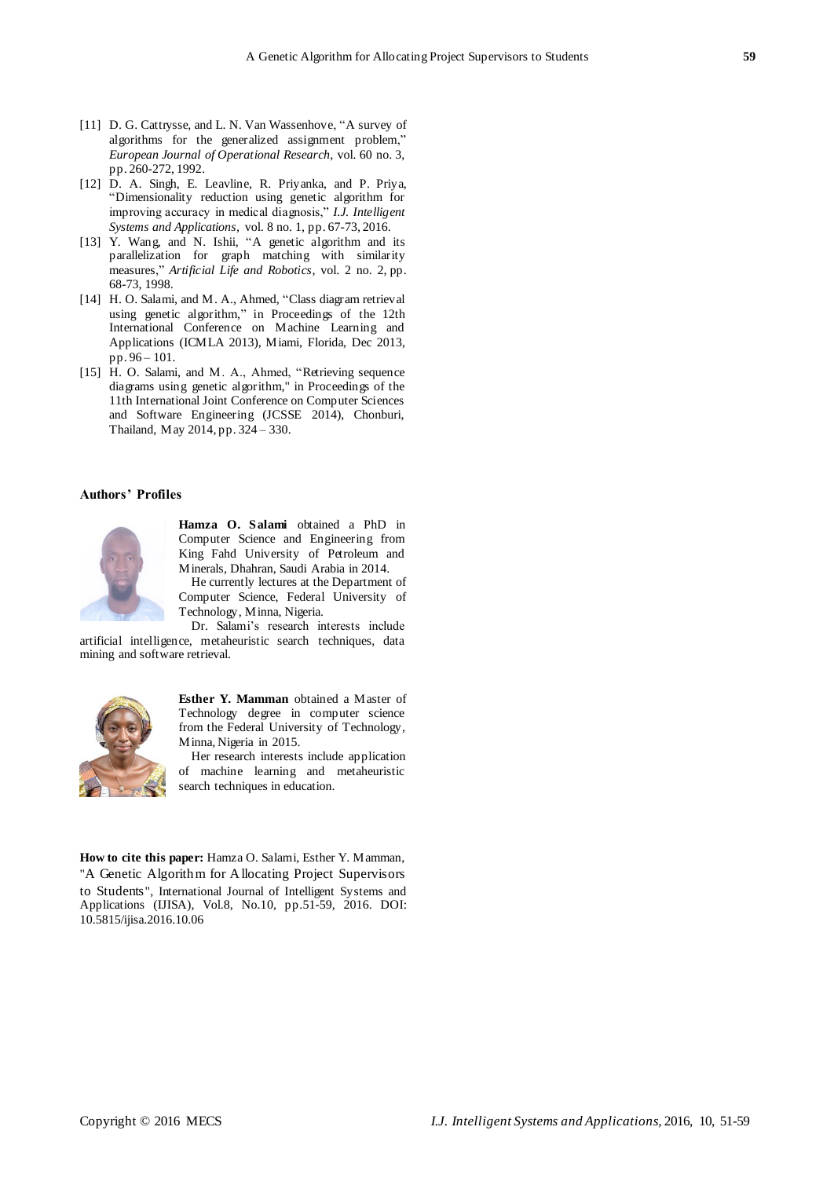[11] D. G. Cattrysse, and L. N. Van Wassenhove, "A survey of algorithms for the generalized assignment problem," *European Journal of Operational Research*, vol. 60 no. 3, pp. 260-272, 1992.

[12] D. A. Singh, E. Leavline, R. Priyanka, and P. Priya, "Dimensionality reduction using genetic algorithm for improving accuracy in medical diagnosis," *I.J. Intelligent Systems and Applications*, vol. 8 no. 1, pp. 67-73, 2016.

[13] Y. Wang, and N. Ishii, "A genetic algorithm and its parallelization for graph matching with similarity measures," *Artificial Life and Robotics*, vol. 2 no. 2, pp. 68-73, 1998.

[14] H. O. Salami, and M. A., Ahmed, "Class diagram retrieval using genetic algorithm," in Proceedings of the 12th International Conference on Machine Learning and Applications (ICMLA 2013), Miami, Florida, Dec 2013, pp. 96 – 101.

[15] H. O. Salami, and M. A., Ahmed, "Retrieving sequence diagrams using genetic algorithm," in Proceedings of the 11th International Joint Conference on Computer Sciences and Software Engineering (JCSSE 2014), Chonburi, Thailand, May 2014, pp. 324 – 330.

## Authors' Profiles

**Hamza O. Salami** obtained a PhD in Computer Science and Engineering from King Fahd University of Petroleum and Minerals, Dhahran, Saudi Arabia in 2014.

He currently lectures at the Department of Computer Science, Federal University of Technology, Minna, Nigeria.

Dr. Salami's research interests include artificial intelligence, metaheuristic search techniques, data mining and software retrieval.

**Esther Y. Mamman** obtained a Master of Technology degree in computer science from the Federal University of Technology, Minna, Nigeria in 2015.

Her research interests include application of machine learning and metaheuristic search techniques in education.

**How to cite this paper:** Hamza O. Salami, Esther Y. Mamman, "A Genetic Algorithm for Allocating Project Supervisors to Students", International Journal of Intelligent Systems and Applications (IJISA), Vol.8, No.10, pp.51-59, 2016. DOI: 10.5815/ijisa.2016.10.06